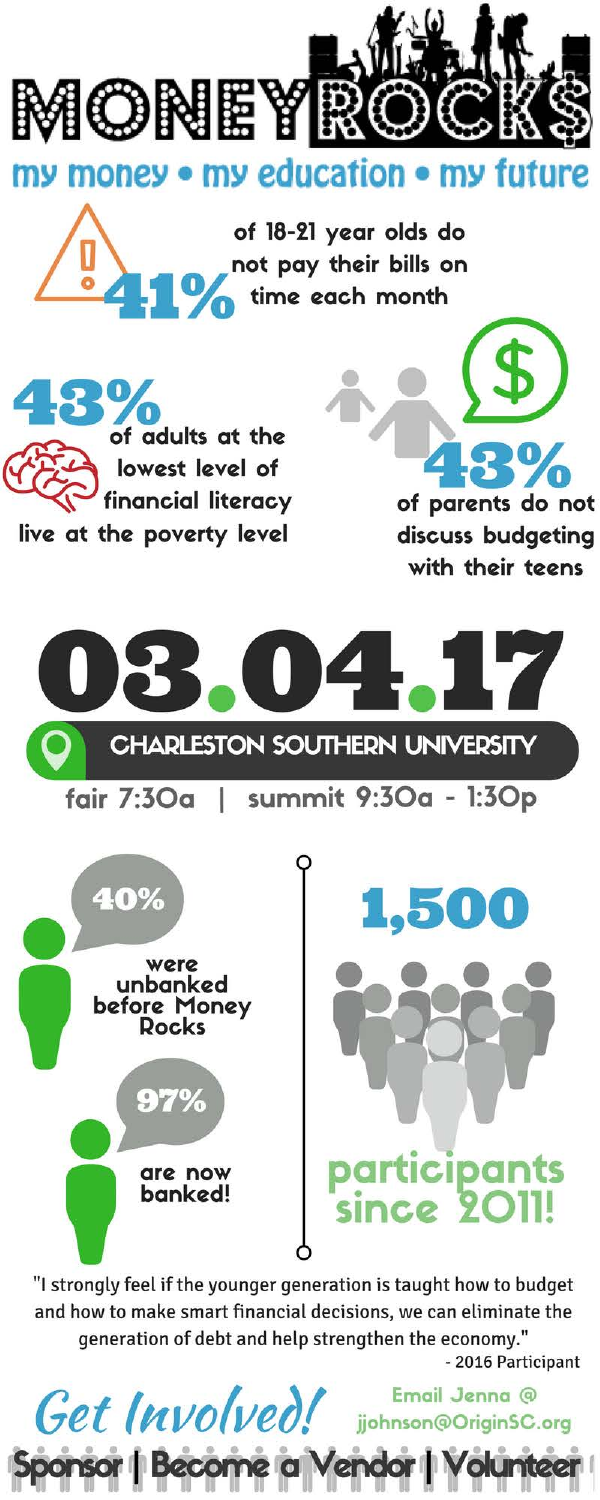# MONEYROCKS

## my money • my education • my future

**41%** of 18-21 year olds do not pay their bills on time each month

**43%** of adults at the lowest level of financial literacy live at the poverty level

**43%** of parents do not discuss budgeting with their teens

# 03.04.17

**CHARLESTON SOUTHERN UNIVERSITY**

fair 7:30a | summit 9:30a - 1:30p

**40%** were unbanked before Money Rocks

**97%** are now banked!

**1,500** participants since 2011!

"I strongly feel if the younger generation is taught how to budget and how to make smart financial decisions, we can eliminate the generation of debt and help strengthen the economy."

- 2016 Participant

## Get Involved!

Email Jenna @ jjohnson@OriginSC.org

**Sponsor | Become a Vendor | Volunteer**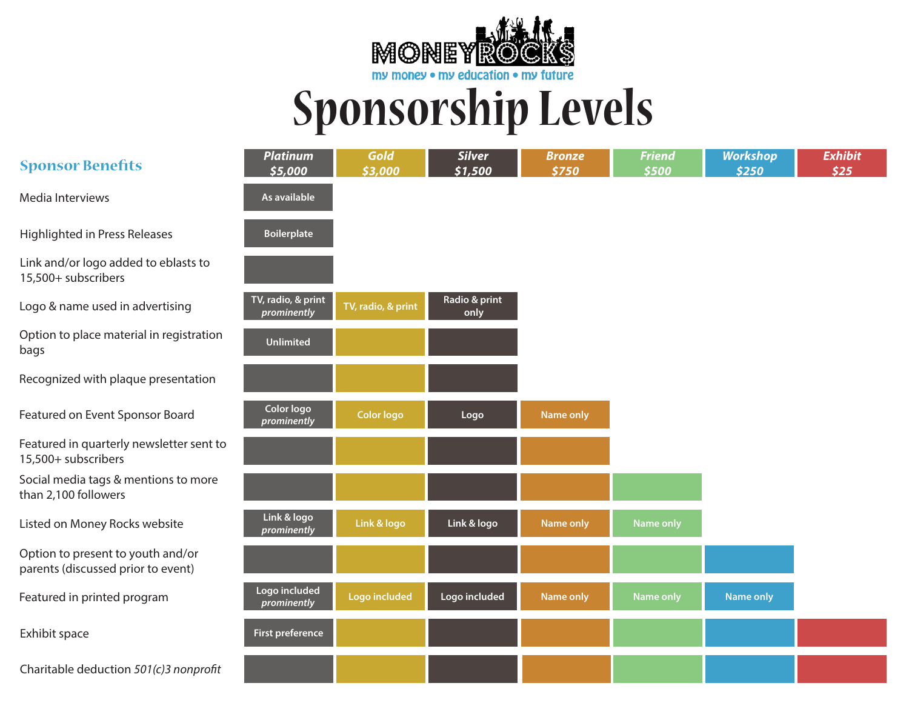# MONEYROCKS

my money • my education • my future

# Sponsorship Levels

| Sponsor Benefits | Platinum $5,000 | Gold $3,000 | Silver $1,500 | Bronze $750 | Friend $500 | Workshop $250 | Exhibit $25 |
|---|---|---|---|---|---|---|---|
| Media Interviews | As available | | | | | | |
| Highlighted in Press Releases | Boilerplate | | | | | | |
| Link and/or logo added to eblasts to 15,500+ subscribers | ✓ | | | | | | |
| Logo & name used in advertising | TV, radio, & print *prominently* | TV, radio, & print | Radio & print only | | | | |
| Option to place material in registration bags | Unlimited | ✓ | ✓ | | | | |
| Recognized with plaque presentation | ✓ | ✓ | ✓ | | | | |
| Featured on Event Sponsor Board | Color logo *prominently* | Color logo | Logo | Name only | | | |
| Featured in quarterly newsletter sent to 15,500+ subscribers | ✓ | ✓ | ✓ | ✓ | | | |
| Social media tags & mentions to more than 2,100 followers | ✓ | ✓ | ✓ | ✓ | ✓ | | |
| Listed on Money Rocks website | Link & logo *prominently* | Link & logo | Link & logo | Name only | Name only | | |
| Option to present to youth and/or parents (discussed prior to event) | ✓ | ✓ | ✓ | ✓ | ✓ | ✓ | |
| Featured in printed program | Logo included *prominently* | Logo included | Logo included | Name only | Name only | Name only | |
| Exhibit space | First preference | ✓ | ✓ | ✓ | ✓ | ✓ | ✓ |
| Charitable deduction *501(c)3 nonprofit* | ✓ | ✓ | ✓ | ✓ | ✓ | ✓ | ✓ |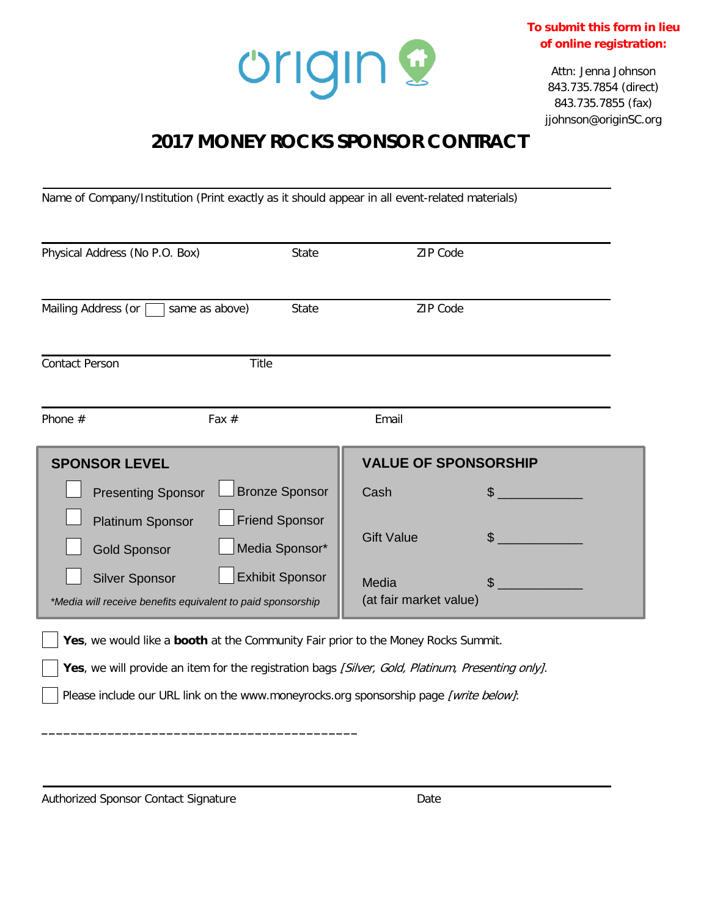**To submit this form in lieu of online registration:**

Attn: Jenna Johnson
843.735.7854 (direct)
843.735.7855 (fax)
jjohnson@originSC.org

# 2017 MONEY ROCKS SPONSOR CONTRACT

Name of Company/Institution (Print exactly as it should appear in all event-related materials)

Physical Address (No P.O. Box) State ZIP Code

Mailing Address (or ☐ same as above) State ZIP Code

Contact Person Title

Phone # Fax # Email

| SPONSOR LEVEL | | VALUE OF SPONSORSHIP | |
|---|---|---|---|
| ☐ Presenting Sponsor | ☐ Bronze Sponsor | Cash | $ ____________ |
| ☐ Platinum Sponsor | ☐ Friend Sponsor | Gift Value | $ ____________ |
| ☐ Gold Sponsor | ☐ Media Sponsor* | Media (at fair market value) | $ ____________ |
| ☐ Silver Sponsor | ☐ Exhibit Sponsor | | |

*\*Media will receive benefits equivalent to paid sponsorship*

☐ **Yes**, we would like a **booth** at the Community Fair prior to the Money Rocks Summit.

☐ **Yes**, we will provide an item for the registration bags *[Silver, Gold, Platinum, Presenting only]*.

☐ Please include our URL link on the www.moneyrocks.org sponsorship page *[write below]*:

_________________________________________

Authorized Sponsor Contact Signature Date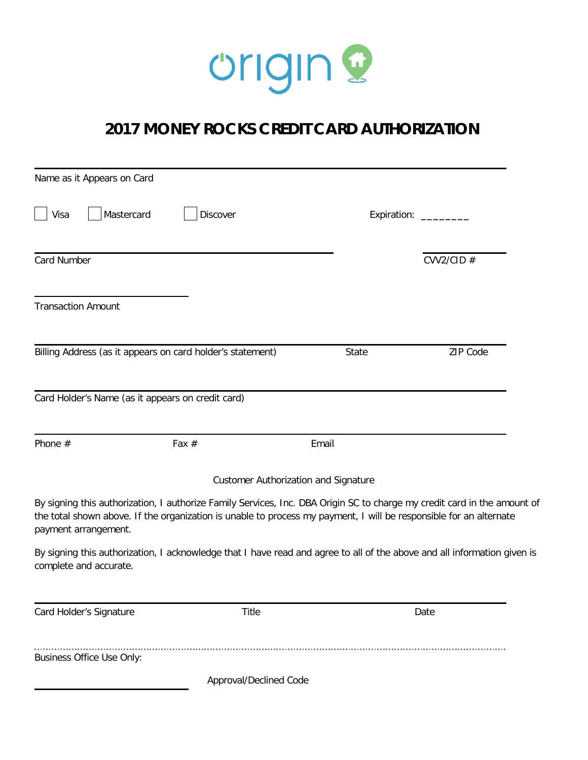origin

# 2017 MONEY ROCKS CREDIT CARD AUTHORIZATION

Name as it Appears on Card

☐ Visa ☐ Mastercard ☐ Discover Expiration: ________

Card Number CVV2/CID #

Transaction Amount

Billing Address (as it appears on card holder's statement) State ZIP Code

Card Holder's Name (as it appears on credit card)

Phone # Fax # Email

Customer Authorization and Signature

By signing this authorization, I authorize Family Services, Inc. DBA Origin SC to charge my credit card in the amount of the total shown above. If the organization is unable to process my payment, I will be responsible for an alternate payment arrangement.

By signing this authorization, I acknowledge that I have read and agree to all of the above and all information given is complete and accurate.

Card Holder's Signature Title Date

Business Office Use Only:

Approval/Declined Code